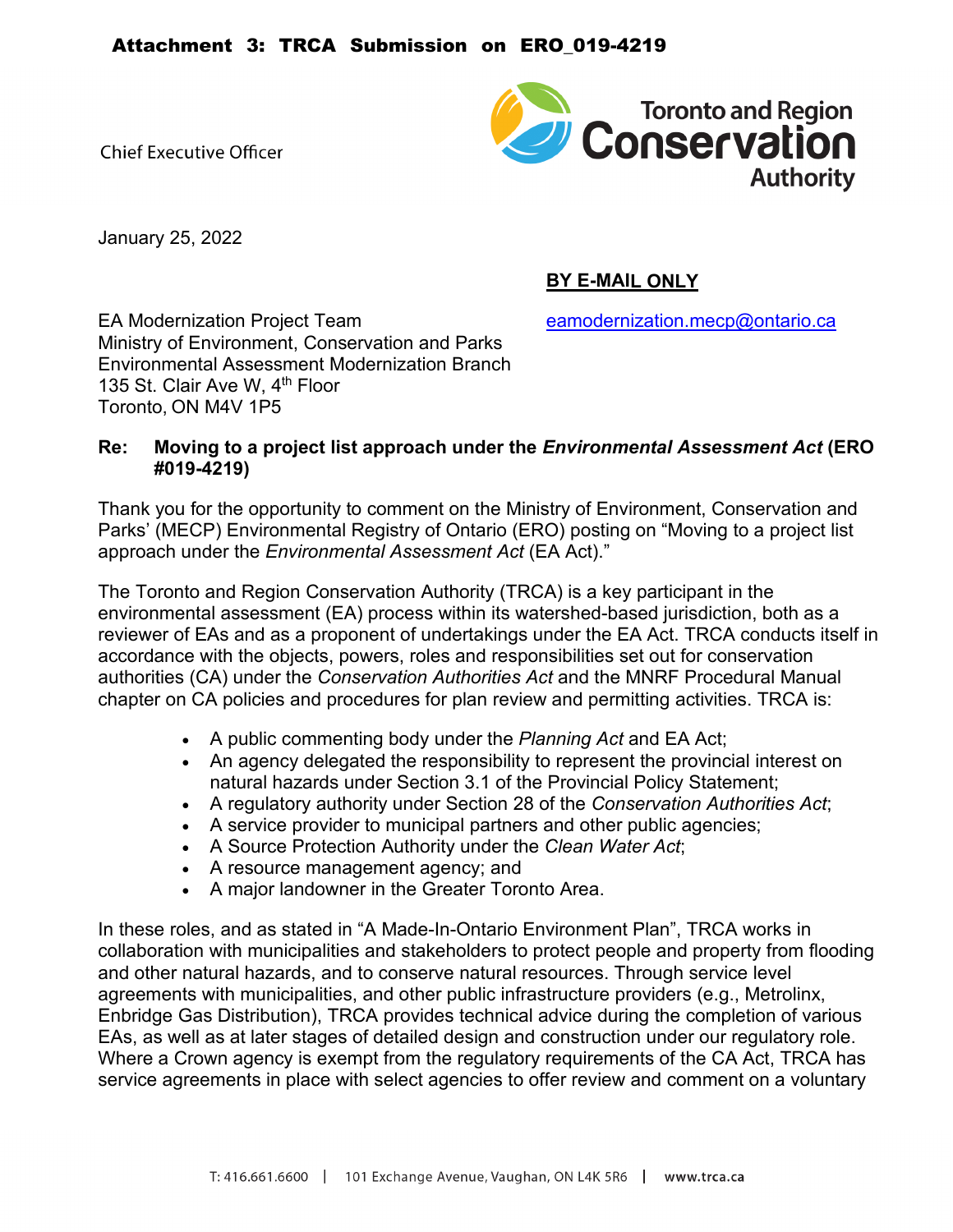**Attachment 3: TRCA Submission on ERO_019-4219**

Chief Executive Officer

Toronto and Region Conservation Authority

January 25, 2022

**BY E-MAIL ONLY**

EA Modernization Project Team
Ministry of Environment, Conservation and Parks
Environmental Assessment Modernization Branch
135 St. Clair Ave W, 4th Floor
Toronto, ON M4V 1P5

eamodernization.mecp@ontario.ca

**Re: Moving to a project list approach under the *Environmental Assessment Act* (ERO #019-4219)**

Thank you for the opportunity to comment on the Ministry of Environment, Conservation and Parks' (MECP) Environmental Registry of Ontario (ERO) posting on "Moving to a project list approach under the *Environmental Assessment Act* (EA Act)."

The Toronto and Region Conservation Authority (TRCA) is a key participant in the environmental assessment (EA) process within its watershed-based jurisdiction, both as a reviewer of EAs and as a proponent of undertakings under the EA Act. TRCA conducts itself in accordance with the objects, powers, roles and responsibilities set out for conservation authorities (CA) under the *Conservation Authorities Act* and the MNRF Procedural Manual chapter on CA policies and procedures for plan review and permitting activities. TRCA is:

- A public commenting body under the *Planning Act* and EA Act;
- An agency delegated the responsibility to represent the provincial interest on natural hazards under Section 3.1 of the Provincial Policy Statement;
- A regulatory authority under Section 28 of the *Conservation Authorities Act*;
- A service provider to municipal partners and other public agencies;
- A Source Protection Authority under the *Clean Water Act*;
- A resource management agency; and
- A major landowner in the Greater Toronto Area.

In these roles, and as stated in "A Made-In-Ontario Environment Plan", TRCA works in collaboration with municipalities and stakeholders to protect people and property from flooding and other natural hazards, and to conserve natural resources. Through service level agreements with municipalities, and other public infrastructure providers (e.g., Metrolinx, Enbridge Gas Distribution), TRCA provides technical advice during the completion of various EAs, as well as at later stages of detailed design and construction under our regulatory role. Where a Crown agency is exempt from the regulatory requirements of the CA Act, TRCA has service agreements in place with select agencies to offer review and comment on a voluntary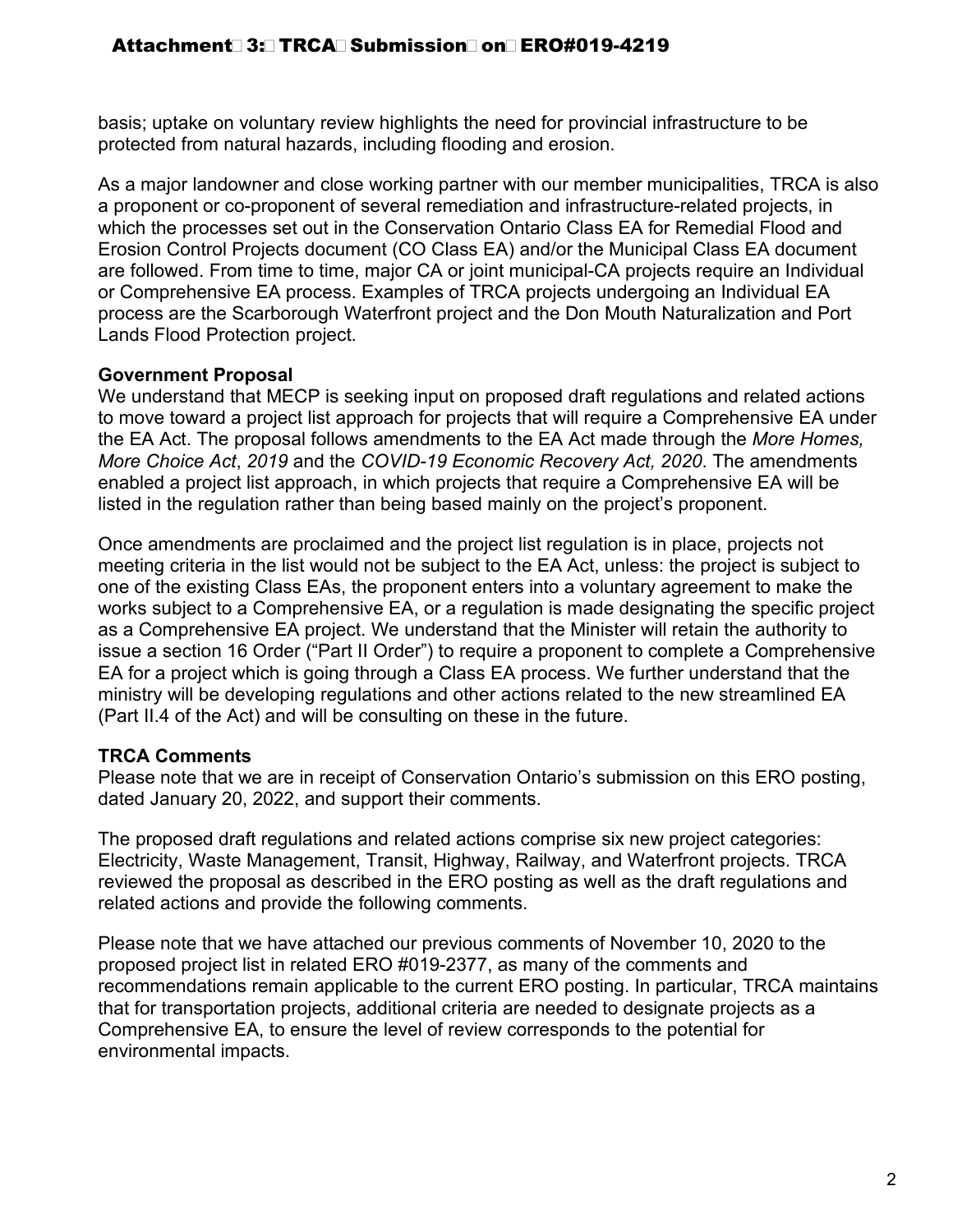basis; uptake on voluntary review highlights the need for provincial infrastructure to be protected from natural hazards, including flooding and erosion.

As a major landowner and close working partner with our member municipalities, TRCA is also a proponent or co-proponent of several remediation and infrastructure-related projects, in which the processes set out in the Conservation Ontario Class EA for Remedial Flood and Erosion Control Projects document (CO Class EA) and/or the Municipal Class EA document are followed. From time to time, major CA or joint municipal-CA projects require an Individual or Comprehensive EA process. Examples of TRCA projects undergoing an Individual EA process are the Scarborough Waterfront project and the Don Mouth Naturalization and Port Lands Flood Protection project.

**Government Proposal**

We understand that MECP is seeking input on proposed draft regulations and related actions to move toward a project list approach for projects that will require a Comprehensive EA under the EA Act. The proposal follows amendments to the EA Act made through the *More Homes, More Choice Act*, *2019* and the *COVID-19 Economic Recovery Act, 2020*. The amendments enabled a project list approach, in which projects that require a Comprehensive EA will be listed in the regulation rather than being based mainly on the project's proponent.

Once amendments are proclaimed and the project list regulation is in place, projects not meeting criteria in the list would not be subject to the EA Act, unless: the project is subject to one of the existing Class EAs, the proponent enters into a voluntary agreement to make the works subject to a Comprehensive EA, or a regulation is made designating the specific project as a Comprehensive EA project. We understand that the Minister will retain the authority to issue a section 16 Order ("Part II Order") to require a proponent to complete a Comprehensive EA for a project which is going through a Class EA process. We further understand that the ministry will be developing regulations and other actions related to the new streamlined EA (Part II.4 of the Act) and will be consulting on these in the future.

**TRCA Comments**

Please note that we are in receipt of Conservation Ontario's submission on this ERO posting, dated January 20, 2022, and support their comments.

The proposed draft regulations and related actions comprise six new project categories: Electricity, Waste Management, Transit, Highway, Railway, and Waterfront projects. TRCA reviewed the proposal as described in the ERO posting as well as the draft regulations and related actions and provide the following comments.

Please note that we have attached our previous comments of November 10, 2020 to the proposed project list in related ERO #019-2377, as many of the comments and recommendations remain applicable to the current ERO posting. In particular, TRCA maintains that for transportation projects, additional criteria are needed to designate projects as a Comprehensive EA, to ensure the level of review corresponds to the potential for environmental impacts.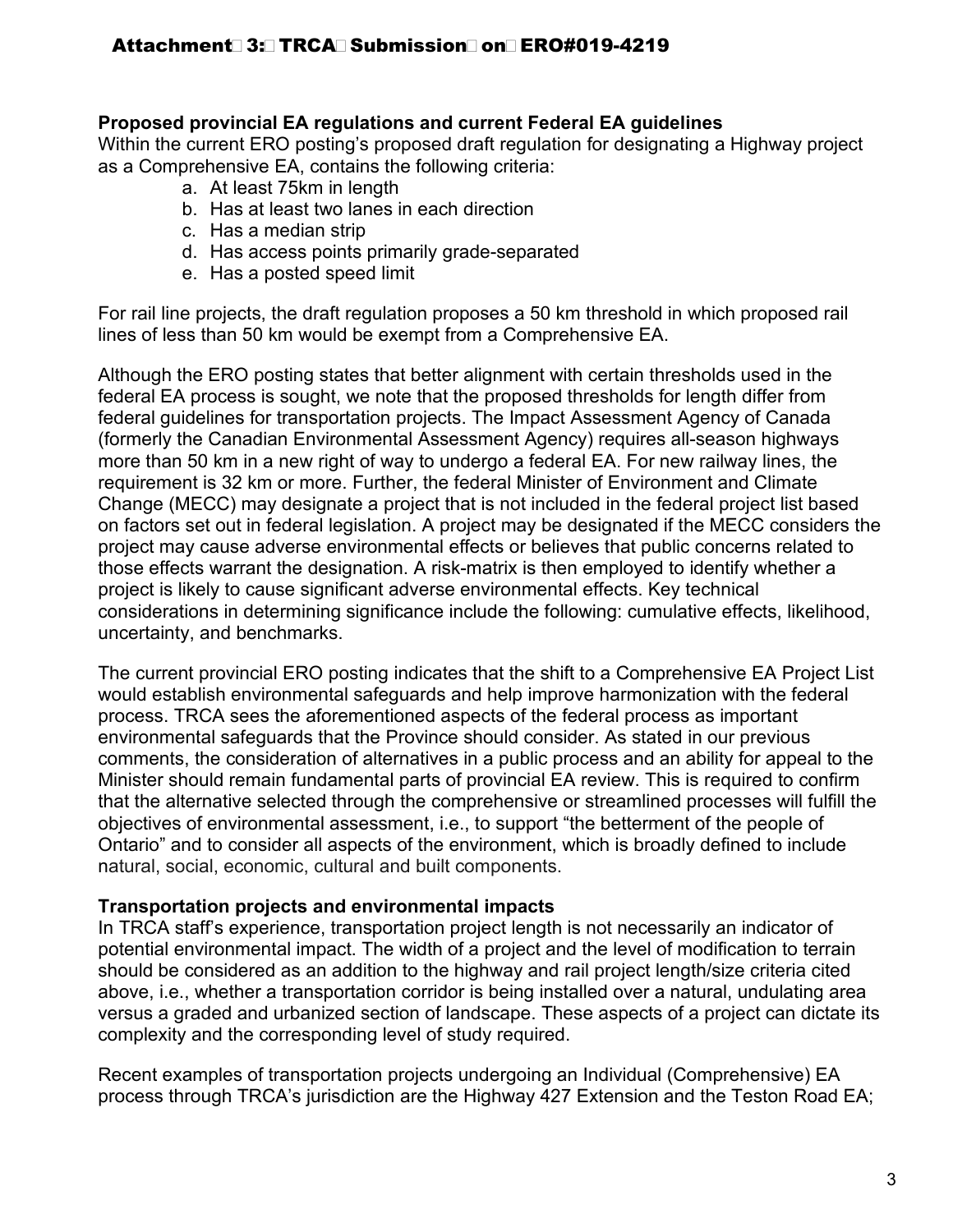**Proposed provincial EA regulations and current Federal EA guidelines**

Within the current ERO posting's proposed draft regulation for designating a Highway project as a Comprehensive EA, contains the following criteria:

a. At least 75km in length
b. Has at least two lanes in each direction
c. Has a median strip
d. Has access points primarily grade-separated
e. Has a posted speed limit

For rail line projects, the draft regulation proposes a 50 km threshold in which proposed rail lines of less than 50 km would be exempt from a Comprehensive EA.

Although the ERO posting states that better alignment with certain thresholds used in the federal EA process is sought, we note that the proposed thresholds for length differ from federal guidelines for transportation projects. The Impact Assessment Agency of Canada (formerly the Canadian Environmental Assessment Agency) requires all-season highways more than 50 km in a new right of way to undergo a federal EA. For new railway lines, the requirement is 32 km or more. Further, the federal Minister of Environment and Climate Change (MECC) may designate a project that is not included in the federal project list based on factors set out in federal legislation. A project may be designated if the MECC considers the project may cause adverse environmental effects or believes that public concerns related to those effects warrant the designation. A risk-matrix is then employed to identify whether a project is likely to cause significant adverse environmental effects. Key technical considerations in determining significance include the following: cumulative effects, likelihood, uncertainty, and benchmarks.

The current provincial ERO posting indicates that the shift to a Comprehensive EA Project List would establish environmental safeguards and help improve harmonization with the federal process. TRCA sees the aforementioned aspects of the federal process as important environmental safeguards that the Province should consider. As stated in our previous comments, the consideration of alternatives in a public process and an ability for appeal to the Minister should remain fundamental parts of provincial EA review. This is required to confirm that the alternative selected through the comprehensive or streamlined processes will fulfill the objectives of environmental assessment, i.e., to support "the betterment of the people of Ontario" and to consider all aspects of the environment, which is broadly defined to include natural, social, economic, cultural and built components.

**Transportation projects and environmental impacts**

In TRCA staff's experience, transportation project length is not necessarily an indicator of potential environmental impact. The width of a project and the level of modification to terrain should be considered as an addition to the highway and rail project length/size criteria cited above, i.e., whether a transportation corridor is being installed over a natural, undulating area versus a graded and urbanized section of landscape. These aspects of a project can dictate its complexity and the corresponding level of study required.

Recent examples of transportation projects undergoing an Individual (Comprehensive) EA process through TRCA's jurisdiction are the Highway 427 Extension and the Teston Road EA;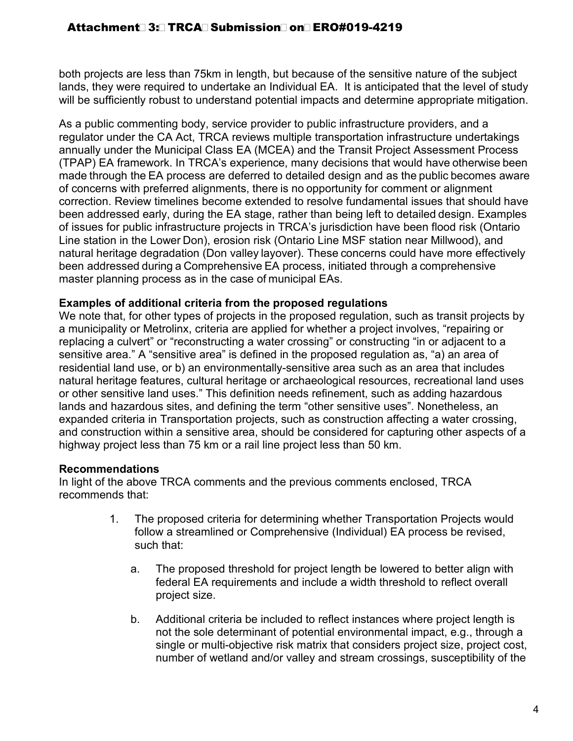both projects are less than 75km in length, but because of the sensitive nature of the subject lands, they were required to undertake an Individual EA. It is anticipated that the level of study will be sufficiently robust to understand potential impacts and determine appropriate mitigation.

As a public commenting body, service provider to public infrastructure providers, and a regulator under the CA Act, TRCA reviews multiple transportation infrastructure undertakings annually under the Municipal Class EA (MCEA) and the Transit Project Assessment Process (TPAP) EA framework. In TRCA's experience, many decisions that would have otherwise been made through the EA process are deferred to detailed design and as the public becomes aware of concerns with preferred alignments, there is no opportunity for comment or alignment correction. Review timelines become extended to resolve fundamental issues that should have been addressed early, during the EA stage, rather than being left to detailed design. Examples of issues for public infrastructure projects in TRCA's jurisdiction have been flood risk (Ontario Line station in the Lower Don), erosion risk (Ontario Line MSF station near Millwood), and natural heritage degradation (Don valley layover). These concerns could have more effectively been addressed during a Comprehensive EA process, initiated through a comprehensive master planning process as in the case of municipal EAs.

**Examples of additional criteria from the proposed regulations**

We note that, for other types of projects in the proposed regulation, such as transit projects by a municipality or Metrolinx, criteria are applied for whether a project involves, "repairing or replacing a culvert" or "reconstructing a water crossing" or constructing "in or adjacent to a sensitive area." A "sensitive area" is defined in the proposed regulation as, "a) an area of residential land use, or b) an environmentally-sensitive area such as an area that includes natural heritage features, cultural heritage or archaeological resources, recreational land uses or other sensitive land uses." This definition needs refinement, such as adding hazardous lands and hazardous sites, and defining the term "other sensitive uses". Nonetheless, an expanded criteria in Transportation projects, such as construction affecting a water crossing, and construction within a sensitive area, should be considered for capturing other aspects of a highway project less than 75 km or a rail line project less than 50 km.

**Recommendations**

In light of the above TRCA comments and the previous comments enclosed, TRCA recommends that:

1. The proposed criteria for determining whether Transportation Projects would follow a streamlined or Comprehensive (Individual) EA process be revised, such that:

   a. The proposed threshold for project length be lowered to better align with federal EA requirements and include a width threshold to reflect overall project size.

   b. Additional criteria be included to reflect instances where project length is not the sole determinant of potential environmental impact, e.g., through a single or multi-objective risk matrix that considers project size, project cost, number of wetland and/or valley and stream crossings, susceptibility of the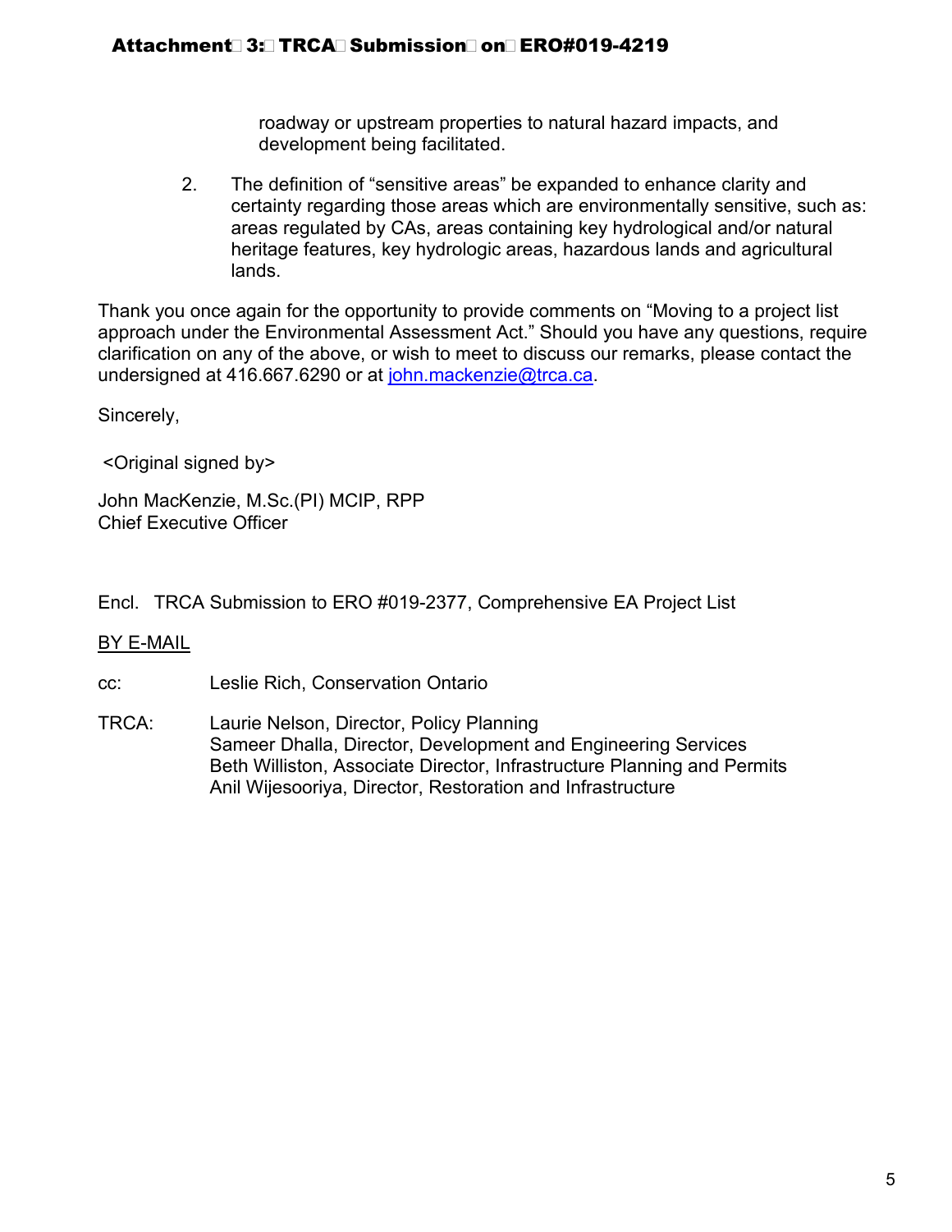roadway or upstream properties to natural hazard impacts, and development being facilitated.

2. The definition of “sensitive areas” be expanded to enhance clarity and certainty regarding those areas which are environmentally sensitive, such as: areas regulated by CAs, areas containing key hydrological and/or natural heritage features, key hydrologic areas, hazardous lands and agricultural lands.

Thank you once again for the opportunity to provide comments on “Moving to a project list approach under the Environmental Assessment Act.” Should you have any questions, require clarification on any of the above, or wish to meet to discuss our remarks, please contact the undersigned at 416.667.6290 or at john.mackenzie@trca.ca.

Sincerely,

<Original signed by>

John MacKenzie, M.Sc.(Pl) MCIP, RPP
Chief Executive Officer

Encl. TRCA Submission to ERO #019-2377, Comprehensive EA Project List

BY E-MAIL

cc: Leslie Rich, Conservation Ontario

TRCA: Laurie Nelson, Director, Policy Planning
Sameer Dhalla, Director, Development and Engineering Services
Beth Williston, Associate Director, Infrastructure Planning and Permits
Anil Wijesooriya, Director, Restoration and Infrastructure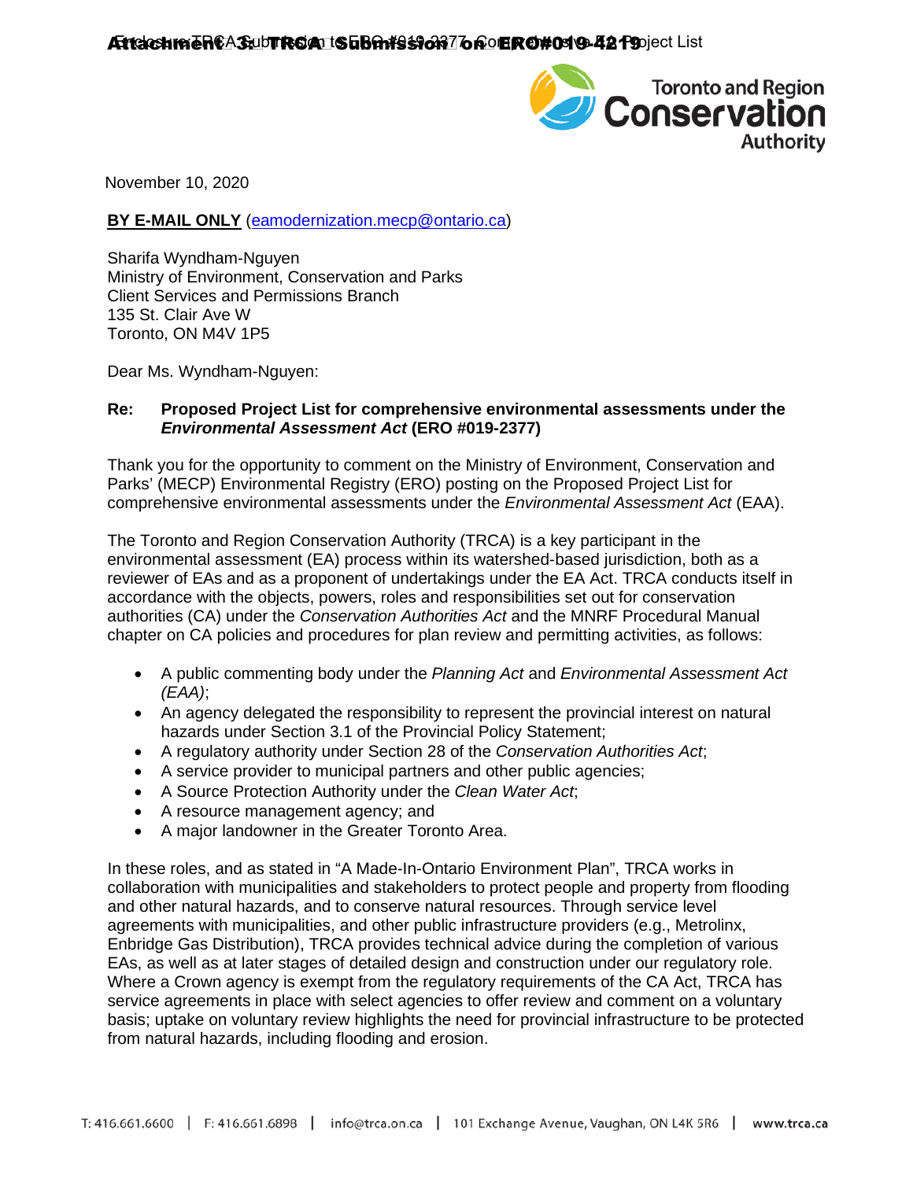November 10, 2020

**BY E-MAIL ONLY** (eamodernization.mecp@ontario.ca)

Sharifa Wyndham-Nguyen
Ministry of Environment, Conservation and Parks
Client Services and Permissions Branch
135 St. Clair Ave W
Toronto, ON M4V 1P5

Dear Ms. Wyndham-Nguyen:

**Re: Proposed Project List for comprehensive environmental assessments under the *Environmental Assessment Act* (ERO #019-2377)**

Thank you for the opportunity to comment on the Ministry of Environment, Conservation and Parks' (MECP) Environmental Registry (ERO) posting on the Proposed Project List for comprehensive environmental assessments under the *Environmental Assessment Act* (EAA).

The Toronto and Region Conservation Authority (TRCA) is a key participant in the environmental assessment (EA) process within its watershed-based jurisdiction, both as a reviewer of EAs and as a proponent of undertakings under the EA Act. TRCA conducts itself in accordance with the objects, powers, roles and responsibilities set out for conservation authorities (CA) under the *Conservation Authorities Act* and the MNRF Procedural Manual chapter on CA policies and procedures for plan review and permitting activities, as follows:

- A public commenting body under the *Planning Act* and *Environmental Assessment Act (EAA)*;
- An agency delegated the responsibility to represent the provincial interest on natural hazards under Section 3.1 of the Provincial Policy Statement;
- A regulatory authority under Section 28 of the *Conservation Authorities Act*;
- A service provider to municipal partners and other public agencies;
- A Source Protection Authority under the *Clean Water Act*;
- A resource management agency; and
- A major landowner in the Greater Toronto Area.

In these roles, and as stated in "A Made-In-Ontario Environment Plan", TRCA works in collaboration with municipalities and stakeholders to protect people and property from flooding and other natural hazards, and to conserve natural resources. Through service level agreements with municipalities, and other public infrastructure providers (e.g., Metrolinx, Enbridge Gas Distribution), TRCA provides technical advice during the completion of various EAs, as well as at later stages of detailed design and construction under our regulatory role. Where a Crown agency is exempt from the regulatory requirements of the CA Act, TRCA has service agreements in place with select agencies to offer review and comment on a voluntary basis; uptake on voluntary review highlights the need for provincial infrastructure to be protected from natural hazards, including flooding and erosion.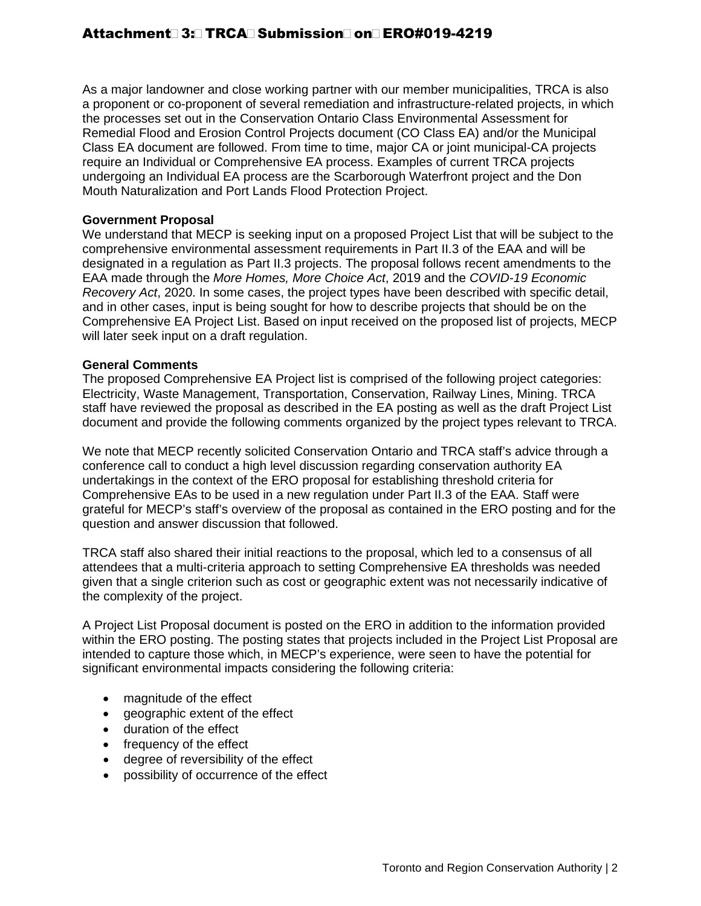As a major landowner and close working partner with our member municipalities, TRCA is also a proponent or co-proponent of several remediation and infrastructure-related projects, in which the processes set out in the Conservation Ontario Class Environmental Assessment for Remedial Flood and Erosion Control Projects document (CO Class EA) and/or the Municipal Class EA document are followed. From time to time, major CA or joint municipal-CA projects require an Individual or Comprehensive EA process. Examples of current TRCA projects undergoing an Individual EA process are the Scarborough Waterfront project and the Don Mouth Naturalization and Port Lands Flood Protection Project.

**Government Proposal**

We understand that MECP is seeking input on a proposed Project List that will be subject to the comprehensive environmental assessment requirements in Part II.3 of the EAA and will be designated in a regulation as Part II.3 projects. The proposal follows recent amendments to the EAA made through the *More Homes, More Choice Act*, 2019 and the *COVID-19 Economic Recovery Act*, 2020. In some cases, the project types have been described with specific detail, and in other cases, input is being sought for how to describe projects that should be on the Comprehensive EA Project List. Based on input received on the proposed list of projects, MECP will later seek input on a draft regulation.

**General Comments**

The proposed Comprehensive EA Project list is comprised of the following project categories: Electricity, Waste Management, Transportation, Conservation, Railway Lines, Mining. TRCA staff have reviewed the proposal as described in the EA posting as well as the draft Project List document and provide the following comments organized by the project types relevant to TRCA.

We note that MECP recently solicited Conservation Ontario and TRCA staff's advice through a conference call to conduct a high level discussion regarding conservation authority EA undertakings in the context of the ERO proposal for establishing threshold criteria for Comprehensive EAs to be used in a new regulation under Part II.3 of the EAA. Staff were grateful for MECP's staff's overview of the proposal as contained in the ERO posting and for the question and answer discussion that followed.

TRCA staff also shared their initial reactions to the proposal, which led to a consensus of all attendees that a multi-criteria approach to setting Comprehensive EA thresholds was needed given that a single criterion such as cost or geographic extent was not necessarily indicative of the complexity of the project.

A Project List Proposal document is posted on the ERO in addition to the information provided within the ERO posting. The posting states that projects included in the Project List Proposal are intended to capture those which, in MECP's experience, were seen to have the potential for significant environmental impacts considering the following criteria:

- magnitude of the effect
- geographic extent of the effect
- duration of the effect
- frequency of the effect
- degree of reversibility of the effect
- possibility of occurrence of the effect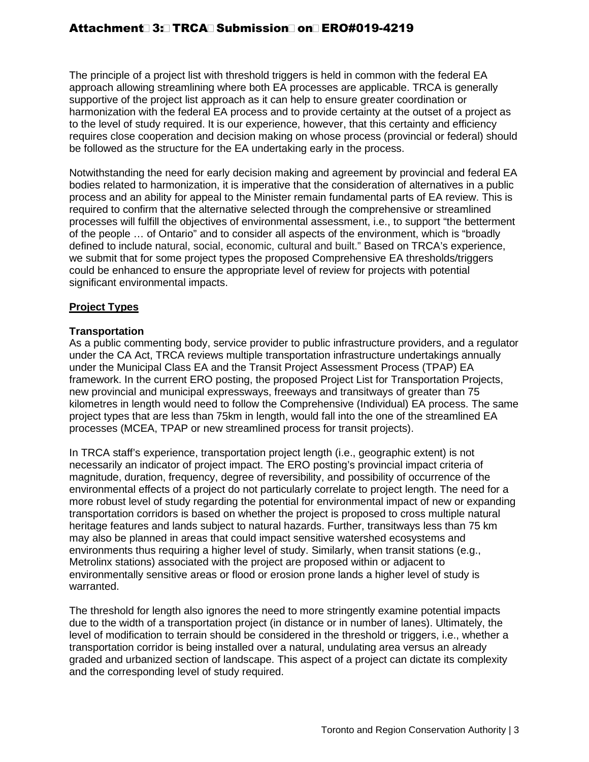The principle of a project list with threshold triggers is held in common with the federal EA approach allowing streamlining where both EA processes are applicable. TRCA is generally supportive of the project list approach as it can help to ensure greater coordination or harmonization with the federal EA process and to provide certainty at the outset of a project as to the level of study required. It is our experience, however, that this certainty and efficiency requires close cooperation and decision making on whose process (provincial or federal) should be followed as the structure for the EA undertaking early in the process.

Notwithstanding the need for early decision making and agreement by provincial and federal EA bodies related to harmonization, it is imperative that the consideration of alternatives in a public process and an ability for appeal to the Minister remain fundamental parts of EA review. This is required to confirm that the alternative selected through the comprehensive or streamlined processes will fulfill the objectives of environmental assessment, i.e., to support "the betterment of the people … of Ontario" and to consider all aspects of the environment, which is "broadly defined to include natural, social, economic, cultural and built." Based on TRCA's experience, we submit that for some project types the proposed Comprehensive EA thresholds/triggers could be enhanced to ensure the appropriate level of review for projects with potential significant environmental impacts.

## Project Types

### Transportation

As a public commenting body, service provider to public infrastructure providers, and a regulator under the CA Act, TRCA reviews multiple transportation infrastructure undertakings annually under the Municipal Class EA and the Transit Project Assessment Process (TPAP) EA framework. In the current ERO posting, the proposed Project List for Transportation Projects, new provincial and municipal expressways, freeways and transitways of greater than 75 kilometres in length would need to follow the Comprehensive (Individual) EA process. The same project types that are less than 75km in length, would fall into the one of the streamlined EA processes (MCEA, TPAP or new streamlined process for transit projects).

In TRCA staff's experience, transportation project length (i.e., geographic extent) is not necessarily an indicator of project impact. The ERO posting's provincial impact criteria of magnitude, duration, frequency, degree of reversibility, and possibility of occurrence of the environmental effects of a project do not particularly correlate to project length. The need for a more robust level of study regarding the potential for environmental impact of new or expanding transportation corridors is based on whether the project is proposed to cross multiple natural heritage features and lands subject to natural hazards. Further, transitways less than 75 km may also be planned in areas that could impact sensitive watershed ecosystems and environments thus requiring a higher level of study. Similarly, when transit stations (e.g., Metrolinx stations) associated with the project are proposed within or adjacent to environmentally sensitive areas or flood or erosion prone lands a higher level of study is warranted.

The threshold for length also ignores the need to more stringently examine potential impacts due to the width of a transportation project (in distance or in number of lanes). Ultimately, the level of modification to terrain should be considered in the threshold or triggers, i.e., whether a transportation corridor is being installed over a natural, undulating area versus an already graded and urbanized section of landscape. This aspect of a project can dictate its complexity and the corresponding level of study required.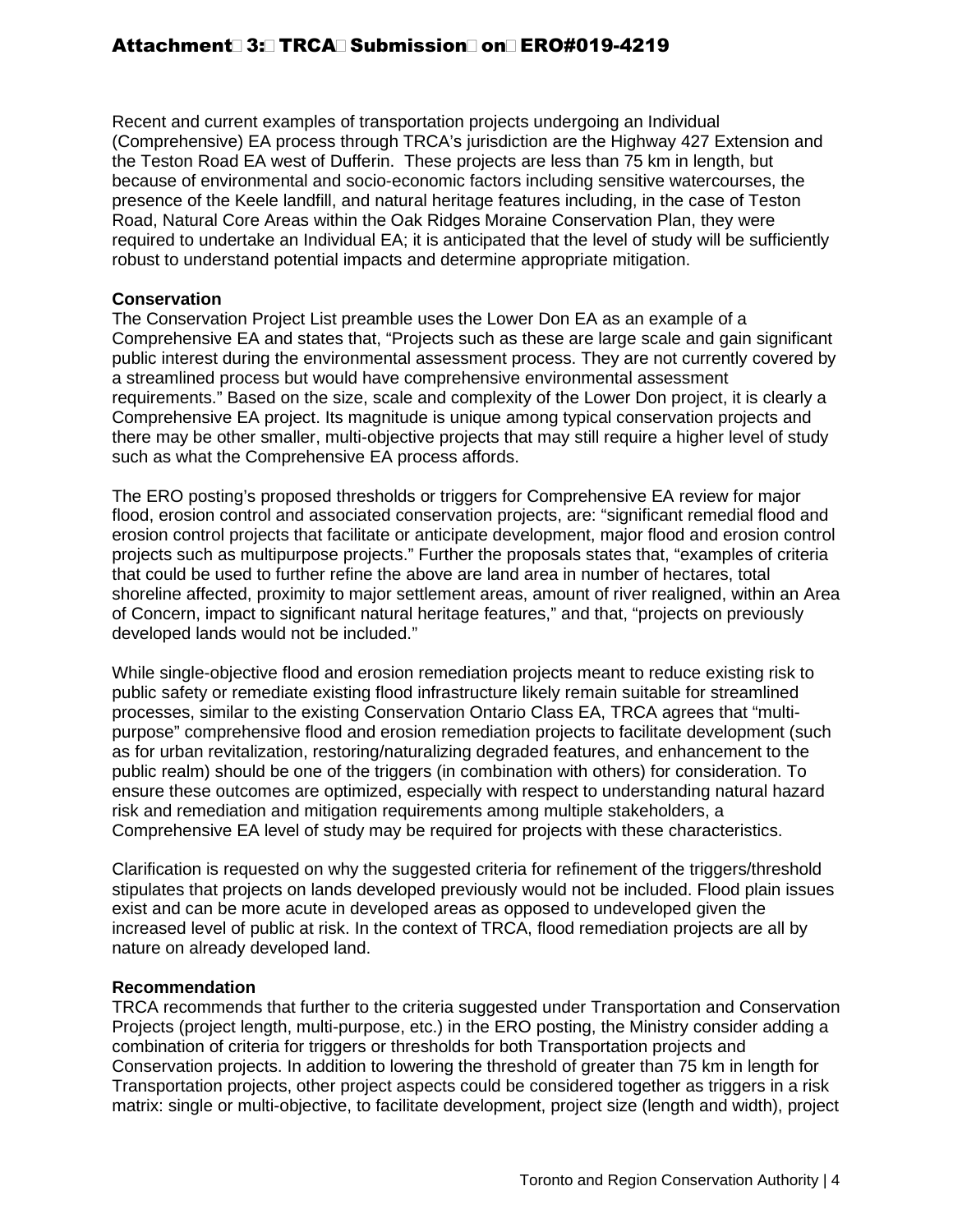Recent and current examples of transportation projects undergoing an Individual (Comprehensive) EA process through TRCA's jurisdiction are the Highway 427 Extension and the Teston Road EA west of Dufferin. These projects are less than 75 km in length, but because of environmental and socio-economic factors including sensitive watercourses, the presence of the Keele landfill, and natural heritage features including, in the case of Teston Road, Natural Core Areas within the Oak Ridges Moraine Conservation Plan, they were required to undertake an Individual EA; it is anticipated that the level of study will be sufficiently robust to understand potential impacts and determine appropriate mitigation.

**Conservation**

The Conservation Project List preamble uses the Lower Don EA as an example of a Comprehensive EA and states that, "Projects such as these are large scale and gain significant public interest during the environmental assessment process. They are not currently covered by a streamlined process but would have comprehensive environmental assessment requirements." Based on the size, scale and complexity of the Lower Don project, it is clearly a Comprehensive EA project. Its magnitude is unique among typical conservation projects and there may be other smaller, multi-objective projects that may still require a higher level of study such as what the Comprehensive EA process affords.

The ERO posting's proposed thresholds or triggers for Comprehensive EA review for major flood, erosion control and associated conservation projects, are: "significant remedial flood and erosion control projects that facilitate or anticipate development, major flood and erosion control projects such as multipurpose projects." Further the proposals states that, "examples of criteria that could be used to further refine the above are land area in number of hectares, total shoreline affected, proximity to major settlement areas, amount of river realigned, within an Area of Concern, impact to significant natural heritage features," and that, "projects on previously developed lands would not be included."

While single-objective flood and erosion remediation projects meant to reduce existing risk to public safety or remediate existing flood infrastructure likely remain suitable for streamlined processes, similar to the existing Conservation Ontario Class EA, TRCA agrees that "multi-purpose" comprehensive flood and erosion remediation projects to facilitate development (such as for urban revitalization, restoring/naturalizing degraded features, and enhancement to the public realm) should be one of the triggers (in combination with others) for consideration. To ensure these outcomes are optimized, especially with respect to understanding natural hazard risk and remediation and mitigation requirements among multiple stakeholders, a Comprehensive EA level of study may be required for projects with these characteristics.

Clarification is requested on why the suggested criteria for refinement of the triggers/threshold stipulates that projects on lands developed previously would not be included. Flood plain issues exist and can be more acute in developed areas as opposed to undeveloped given the increased level of public at risk. In the context of TRCA, flood remediation projects are all by nature on already developed land.

**Recommendation**

TRCA recommends that further to the criteria suggested under Transportation and Conservation Projects (project length, multi-purpose, etc.) in the ERO posting, the Ministry consider adding a combination of criteria for triggers or thresholds for both Transportation projects and Conservation projects. In addition to lowering the threshold of greater than 75 km in length for Transportation projects, other project aspects could be considered together as triggers in a risk matrix: single or multi-objective, to facilitate development, project size (length and width), project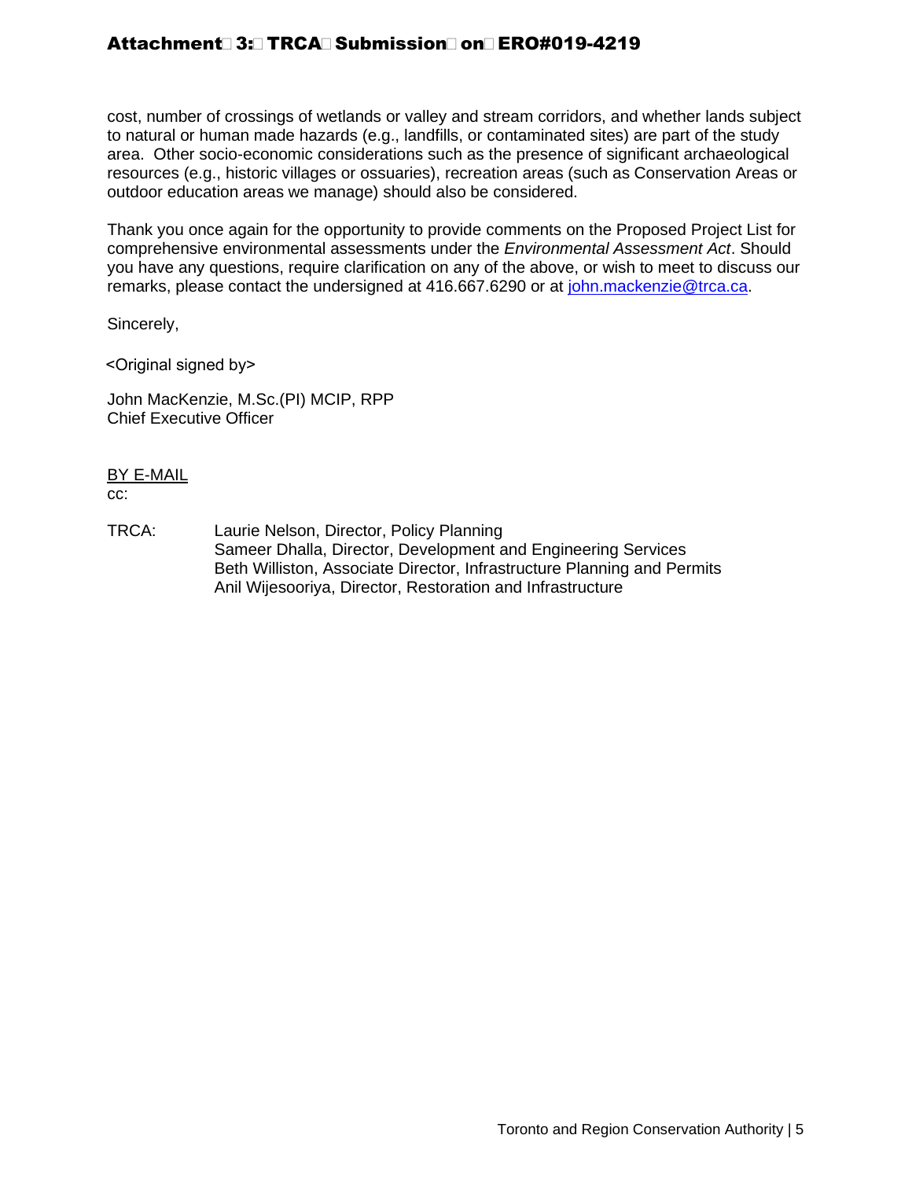cost, number of crossings of wetlands or valley and stream corridors, and whether lands subject to natural or human made hazards (e.g., landfills, or contaminated sites) are part of the study area. Other socio-economic considerations such as the presence of significant archaeological resources (e.g., historic villages or ossuaries), recreation areas (such as Conservation Areas or outdoor education areas we manage) should also be considered.

Thank you once again for the opportunity to provide comments on the Proposed Project List for comprehensive environmental assessments under the *Environmental Assessment Act*. Should you have any questions, require clarification on any of the above, or wish to meet to discuss our remarks, please contact the undersigned at 416.667.6290 or at john.mackenzie@trca.ca.

Sincerely,

<Original signed by>

John MacKenzie, M.Sc.(PI) MCIP, RPP
Chief Executive Officer

BY E-MAIL
cc:

TRCA: Laurie Nelson, Director, Policy Planning
Sameer Dhalla, Director, Development and Engineering Services
Beth Williston, Associate Director, Infrastructure Planning and Permits
Anil Wijesooriya, Director, Restoration and Infrastructure